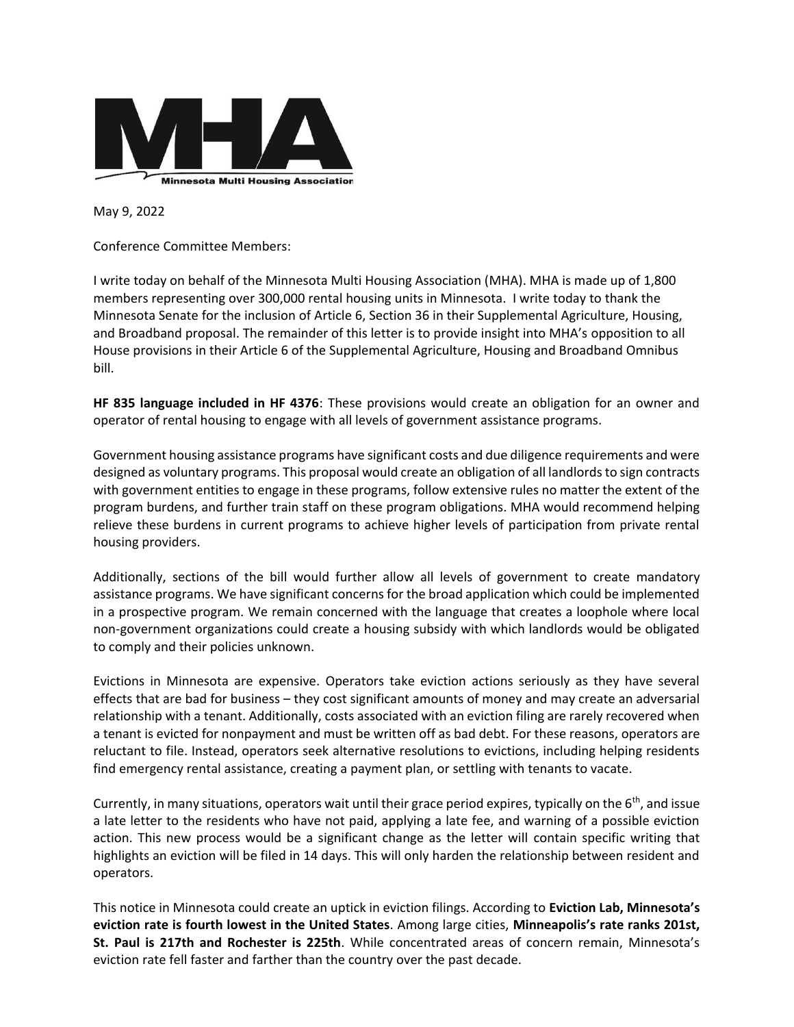MHA

Minnesota Multi Housing Association

May 9, 2022

Conference Committee Members:

I write today on behalf of the Minnesota Multi Housing Association (MHA). MHA is made up of 1,800 members representing over 300,000 rental housing units in Minnesota. I write today to thank the Minnesota Senate for the inclusion of Article 6, Section 36 in their Supplemental Agriculture, Housing, and Broadband proposal. The remainder of this letter is to provide insight into MHA's opposition to all House provisions in their Article 6 of the Supplemental Agriculture, Housing and Broadband Omnibus bill.

**HF 835 language included in HF 4376**: These provisions would create an obligation for an owner and operator of rental housing to engage with all levels of government assistance programs.

Government housing assistance programs have significant costs and due diligence requirements and were designed as voluntary programs. This proposal would create an obligation of all landlords to sign contracts with government entities to engage in these programs, follow extensive rules no matter the extent of the program burdens, and further train staff on these program obligations. MHA would recommend helping relieve these burdens in current programs to achieve higher levels of participation from private rental housing providers.

Additionally, sections of the bill would further allow all levels of government to create mandatory assistance programs. We have significant concerns for the broad application which could be implemented in a prospective program. We remain concerned with the language that creates a loophole where local non-government organizations could create a housing subsidy with which landlords would be obligated to comply and their policies unknown.

Evictions in Minnesota are expensive. Operators take eviction actions seriously as they have several effects that are bad for business – they cost significant amounts of money and may create an adversarial relationship with a tenant. Additionally, costs associated with an eviction filing are rarely recovered when a tenant is evicted for nonpayment and must be written off as bad debt. For these reasons, operators are reluctant to file. Instead, operators seek alternative resolutions to evictions, including helping residents find emergency rental assistance, creating a payment plan, or settling with tenants to vacate.

Currently, in many situations, operators wait until their grace period expires, typically on the 6th, and issue a late letter to the residents who have not paid, applying a late fee, and warning of a possible eviction action. This new process would be a significant change as the letter will contain specific writing that highlights an eviction will be filed in 14 days. This will only harden the relationship between resident and operators.

This notice in Minnesota could create an uptick in eviction filings. According to **Eviction Lab, Minnesota's eviction rate is fourth lowest in the United States**. Among large cities, **Minneapolis's rate ranks 201st, St. Paul is 217th and Rochester is 225th**. While concentrated areas of concern remain, Minnesota's eviction rate fell faster and farther than the country over the past decade.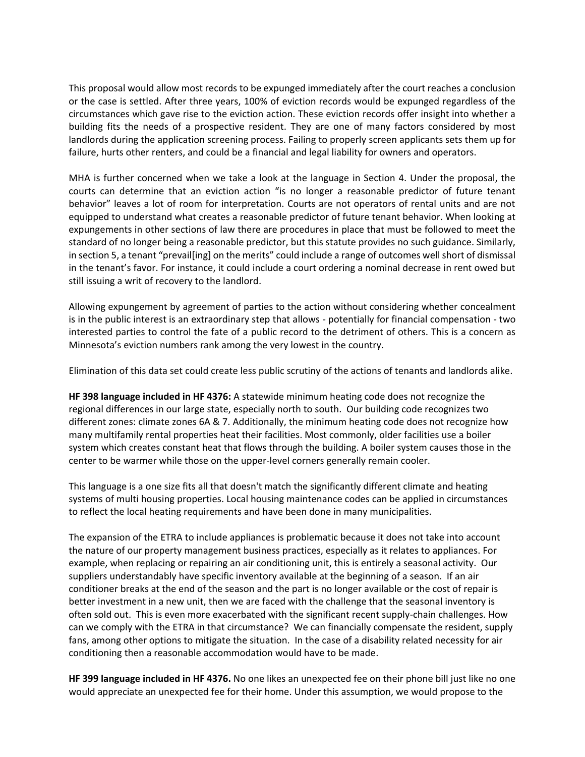This proposal would allow most records to be expunged immediately after the court reaches a conclusion or the case is settled. After three years, 100% of eviction records would be expunged regardless of the circumstances which gave rise to the eviction action. These eviction records offer insight into whether a building fits the needs of a prospective resident. They are one of many factors considered by most landlords during the application screening process. Failing to properly screen applicants sets them up for failure, hurts other renters, and could be a financial and legal liability for owners and operators.

MHA is further concerned when we take a look at the language in Section 4. Under the proposal, the courts can determine that an eviction action "is no longer a reasonable predictor of future tenant behavior" leaves a lot of room for interpretation. Courts are not operators of rental units and are not equipped to understand what creates a reasonable predictor of future tenant behavior. When looking at expungements in other sections of law there are procedures in place that must be followed to meet the standard of no longer being a reasonable predictor, but this statute provides no such guidance. Similarly, in section 5, a tenant "prevail[ing] on the merits" could include a range of outcomes well short of dismissal in the tenant's favor. For instance, it could include a court ordering a nominal decrease in rent owed but still issuing a writ of recovery to the landlord.

Allowing expungement by agreement of parties to the action without considering whether concealment is in the public interest is an extraordinary step that allows - potentially for financial compensation - two interested parties to control the fate of a public record to the detriment of others. This is a concern as Minnesota's eviction numbers rank among the very lowest in the country.

Elimination of this data set could create less public scrutiny of the actions of tenants and landlords alike.

**HF 398 language included in HF 4376:** A statewide minimum heating code does not recognize the regional differences in our large state, especially north to south. Our building code recognizes two different zones: climate zones 6A & 7. Additionally, the minimum heating code does not recognize how many multifamily rental properties heat their facilities. Most commonly, older facilities use a boiler system which creates constant heat that flows through the building. A boiler system causes those in the center to be warmer while those on the upper-level corners generally remain cooler.

This language is a one size fits all that doesn't match the significantly different climate and heating systems of multi housing properties. Local housing maintenance codes can be applied in circumstances to reflect the local heating requirements and have been done in many municipalities.

The expansion of the ETRA to include appliances is problematic because it does not take into account the nature of our property management business practices, especially as it relates to appliances. For example, when replacing or repairing an air conditioning unit, this is entirely a seasonal activity. Our suppliers understandably have specific inventory available at the beginning of a season. If an air conditioner breaks at the end of the season and the part is no longer available or the cost of repair is better investment in a new unit, then we are faced with the challenge that the seasonal inventory is often sold out. This is even more exacerbated with the significant recent supply-chain challenges. How can we comply with the ETRA in that circumstance? We can financially compensate the resident, supply fans, among other options to mitigate the situation. In the case of a disability related necessity for air conditioning then a reasonable accommodation would have to be made.

**HF 399 language included in HF 4376.** No one likes an unexpected fee on their phone bill just like no one would appreciate an unexpected fee for their home. Under this assumption, we would propose to the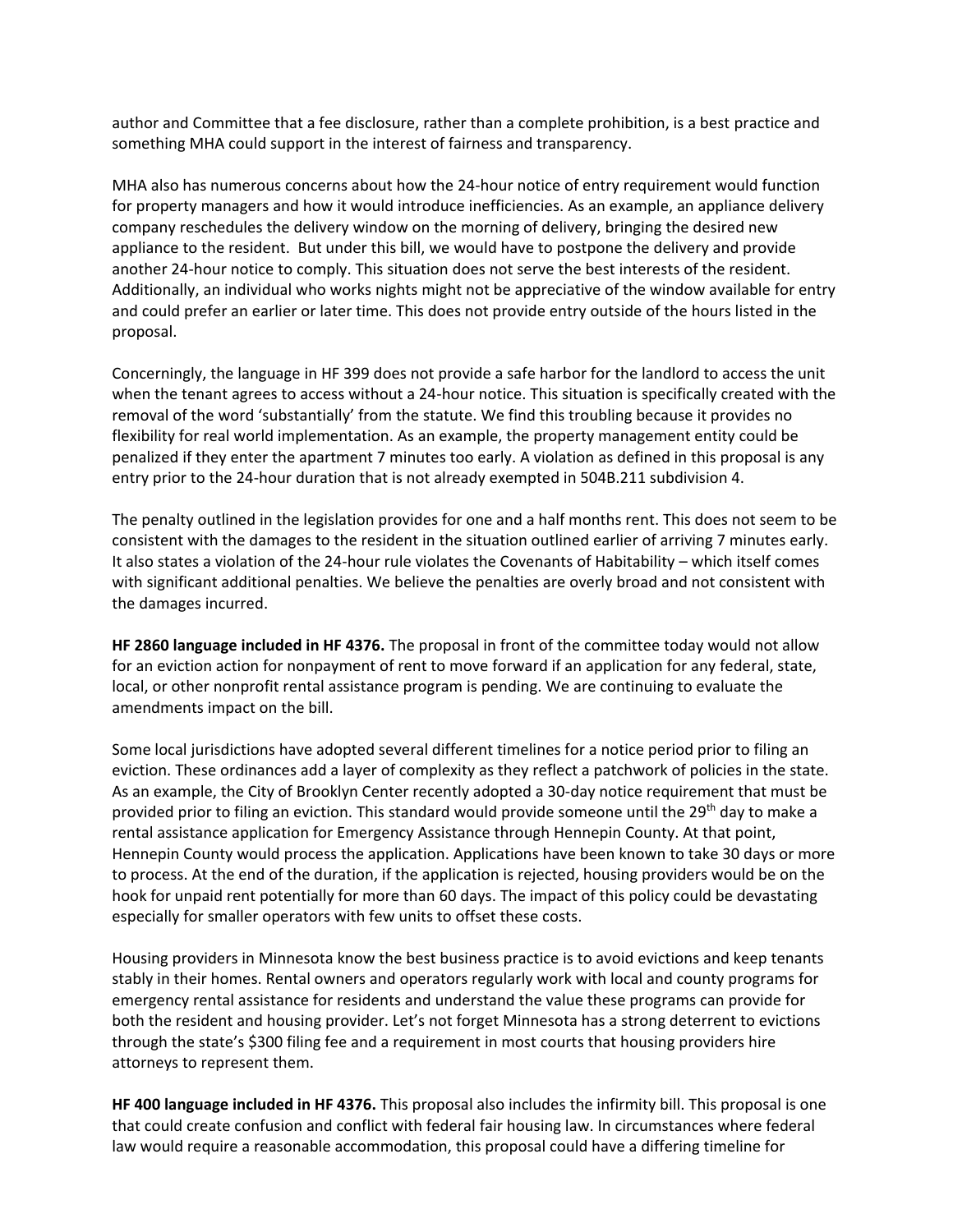author and Committee that a fee disclosure, rather than a complete prohibition, is a best practice and something MHA could support in the interest of fairness and transparency.

MHA also has numerous concerns about how the 24-hour notice of entry requirement would function for property managers and how it would introduce inefficiencies. As an example, an appliance delivery company reschedules the delivery window on the morning of delivery, bringing the desired new appliance to the resident. But under this bill, we would have to postpone the delivery and provide another 24-hour notice to comply. This situation does not serve the best interests of the resident. Additionally, an individual who works nights might not be appreciative of the window available for entry and could prefer an earlier or later time. This does not provide entry outside of the hours listed in the proposal.

Concerningly, the language in HF 399 does not provide a safe harbor for the landlord to access the unit when the tenant agrees to access without a 24-hour notice. This situation is specifically created with the removal of the word 'substantially' from the statute. We find this troubling because it provides no flexibility for real world implementation. As an example, the property management entity could be penalized if they enter the apartment 7 minutes too early. A violation as defined in this proposal is any entry prior to the 24-hour duration that is not already exempted in 504B.211 subdivision 4.

The penalty outlined in the legislation provides for one and a half months rent. This does not seem to be consistent with the damages to the resident in the situation outlined earlier of arriving 7 minutes early. It also states a violation of the 24-hour rule violates the Covenants of Habitability – which itself comes with significant additional penalties. We believe the penalties are overly broad and not consistent with the damages incurred.

**HF 2860 language included in HF 4376.** The proposal in front of the committee today would not allow for an eviction action for nonpayment of rent to move forward if an application for any federal, state, local, or other nonprofit rental assistance program is pending. We are continuing to evaluate the amendments impact on the bill.

Some local jurisdictions have adopted several different timelines for a notice period prior to filing an eviction. These ordinances add a layer of complexity as they reflect a patchwork of policies in the state. As an example, the City of Brooklyn Center recently adopted a 30-day notice requirement that must be provided prior to filing an eviction. This standard would provide someone until the 29th day to make a rental assistance application for Emergency Assistance through Hennepin County. At that point, Hennepin County would process the application. Applications have been known to take 30 days or more to process. At the end of the duration, if the application is rejected, housing providers would be on the hook for unpaid rent potentially for more than 60 days. The impact of this policy could be devastating especially for smaller operators with few units to offset these costs.

Housing providers in Minnesota know the best business practice is to avoid evictions and keep tenants stably in their homes. Rental owners and operators regularly work with local and county programs for emergency rental assistance for residents and understand the value these programs can provide for both the resident and housing provider. Let's not forget Minnesota has a strong deterrent to evictions through the state's $300 filing fee and a requirement in most courts that housing providers hire attorneys to represent them.

**HF 400 language included in HF 4376.** This proposal also includes the infirmity bill. This proposal is one that could create confusion and conflict with federal fair housing law. In circumstances where federal law would require a reasonable accommodation, this proposal could have a differing timeline for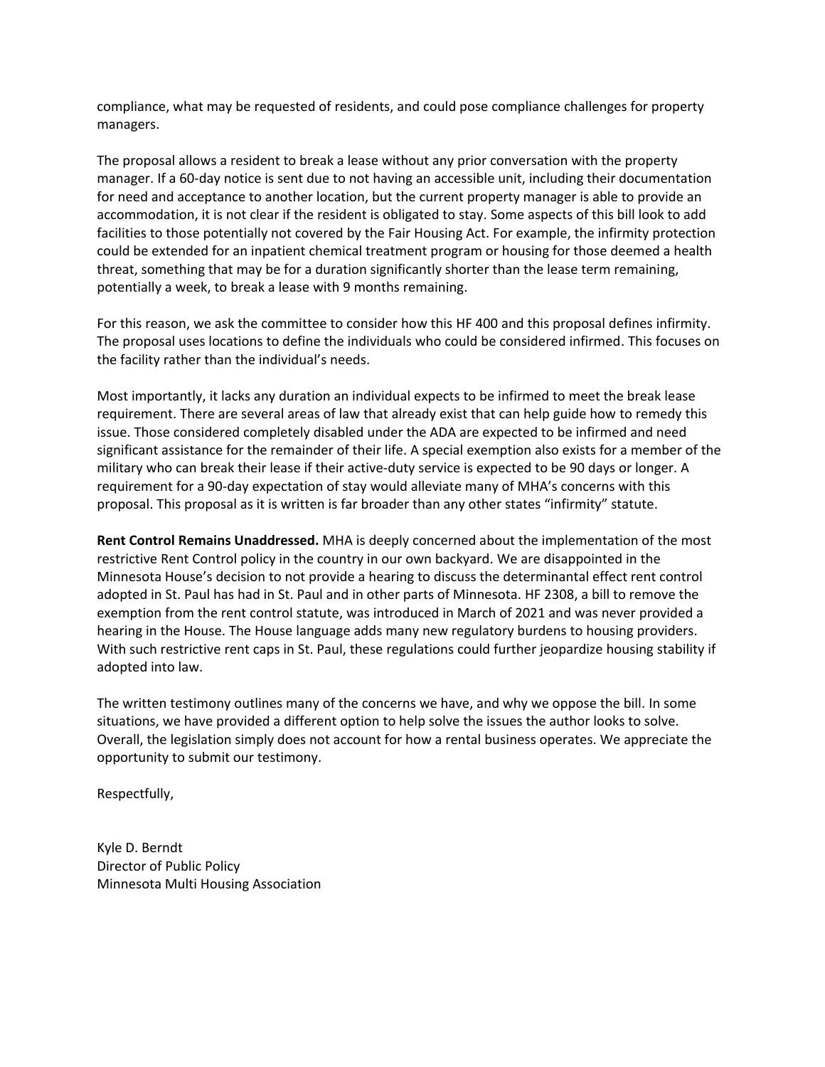compliance, what may be requested of residents, and could pose compliance challenges for property managers.

The proposal allows a resident to break a lease without any prior conversation with the property manager. If a 60-day notice is sent due to not having an accessible unit, including their documentation for need and acceptance to another location, but the current property manager is able to provide an accommodation, it is not clear if the resident is obligated to stay. Some aspects of this bill look to add facilities to those potentially not covered by the Fair Housing Act. For example, the infirmity protection could be extended for an inpatient chemical treatment program or housing for those deemed a health threat, something that may be for a duration significantly shorter than the lease term remaining, potentially a week, to break a lease with 9 months remaining.

For this reason, we ask the committee to consider how this HF 400 and this proposal defines infirmity. The proposal uses locations to define the individuals who could be considered infirmed. This focuses on the facility rather than the individual's needs.

Most importantly, it lacks any duration an individual expects to be infirmed to meet the break lease requirement. There are several areas of law that already exist that can help guide how to remedy this issue. Those considered completely disabled under the ADA are expected to be infirmed and need significant assistance for the remainder of their life. A special exemption also exists for a member of the military who can break their lease if their active-duty service is expected to be 90 days or longer. A requirement for a 90-day expectation of stay would alleviate many of MHA's concerns with this proposal. This proposal as it is written is far broader than any other states "infirmity" statute.

**Rent Control Remains Unaddressed.** MHA is deeply concerned about the implementation of the most restrictive Rent Control policy in the country in our own backyard. We are disappointed in the Minnesota House's decision to not provide a hearing to discuss the determinantal effect rent control adopted in St. Paul has had in St. Paul and in other parts of Minnesota. HF 2308, a bill to remove the exemption from the rent control statute, was introduced in March of 2021 and was never provided a hearing in the House. The House language adds many new regulatory burdens to housing providers. With such restrictive rent caps in St. Paul, these regulations could further jeopardize housing stability if adopted into law.

The written testimony outlines many of the concerns we have, and why we oppose the bill. In some situations, we have provided a different option to help solve the issues the author looks to solve. Overall, the legislation simply does not account for how a rental business operates. We appreciate the opportunity to submit our testimony.

Respectfully,

Kyle D. Berndt
Director of Public Policy
Minnesota Multi Housing Association